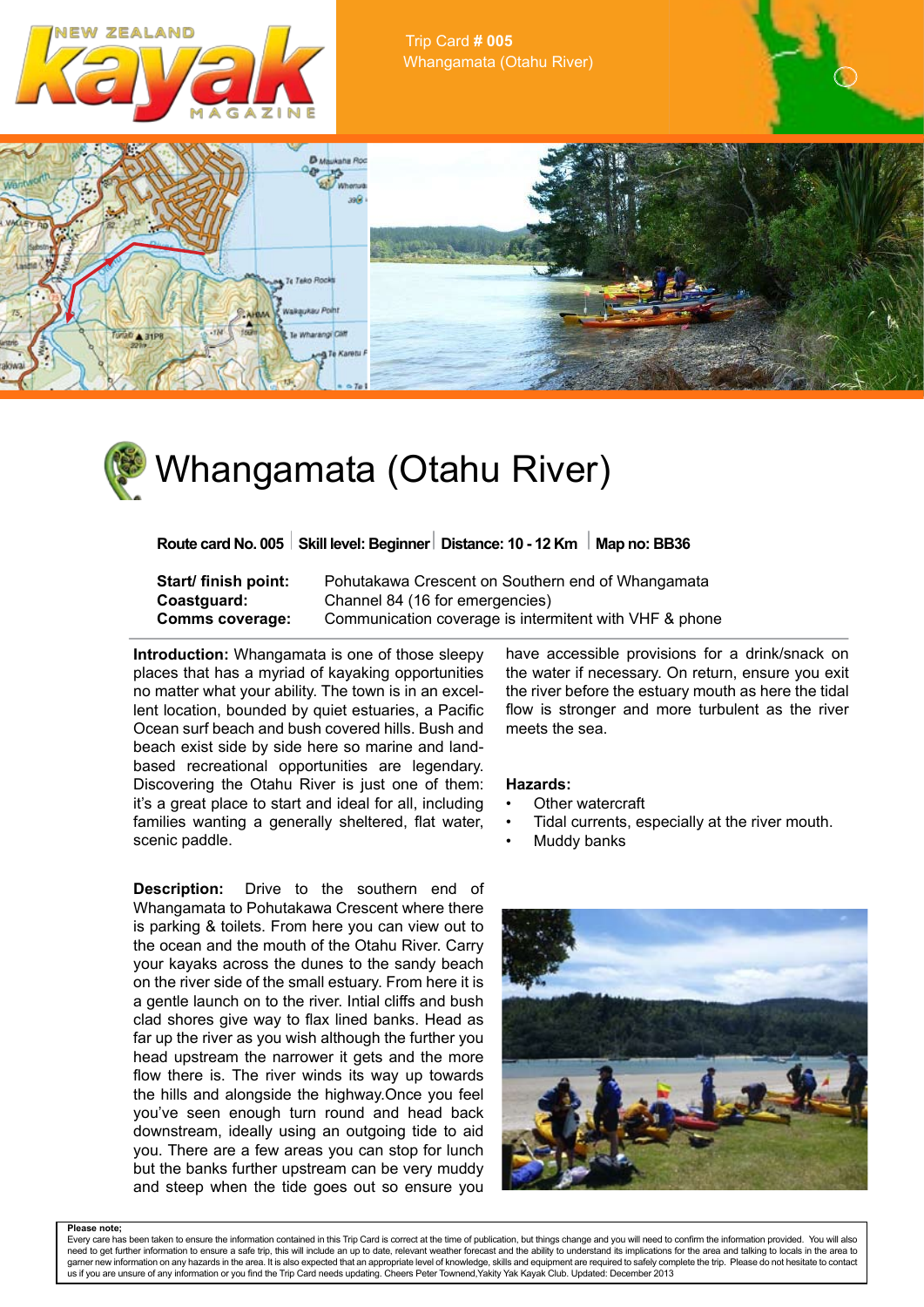Trip Card # 005
Whangamata (Otahu River)

# Whangamata (Otahu River)

**Route card No. 005** | **Skill level: Beginner** | **Distance: 10 - 12 Km** | **Map no: BB36**

**Start/ finish point:** Pohutakawa Crescent on Southern end of Whangamata
**Coastguard:** Channel 84 (16 for emergencies)
**Comms coverage:** Communication coverage is intermitent with VHF & phone

**Introduction:** Whangamata is one of those sleepy places that has a myriad of kayaking opportunities no matter what your ability. The town is in an excellent location, bounded by quiet estuaries, a Pacific Ocean surf beach and bush covered hills. Bush and beach exist side by side here so marine and land-based recreational opportunities are legendary. Discovering the Otahu River is just one of them: it's a great place to start and ideal for all, including families wanting a generally sheltered, flat water, scenic paddle.

**Description:** Drive to the southern end of Whangamata to Pohutakawa Crescent where there is parking & toilets. From here you can view out to the ocean and the mouth of the Otahu River. Carry your kayaks across the dunes to the sandy beach on the river side of the small estuary. From here it is a gentle launch on to the river. Intial cliffs and bush clad shores give way to flax lined banks. Head as far up the river as you wish although the further you head upstream the narrower it gets and the more flow there is. The river winds its way up towards the hills and alongside the highway.Once you feel you've seen enough turn round and head back downstream, ideally using an outgoing tide to aid you. There are a few areas you can stop for lunch but the banks further upstream can be very muddy and steep when the tide goes out so ensure you have accessible provisions for a drink/snack on the water if necessary. On return, ensure you exit the river before the estuary mouth as here the tidal flow is stronger and more turbulent as the river meets the sea.

**Hazards:**

- Other watercraft
- Tidal currents, especially at the river mouth.
- Muddy banks

**Please note;**
Every care has been taken to ensure the information contained in this Trip Card is correct at the time of publication, but things change and you will need to confirm the information provided. You will also need to get further information to ensure a safe trip, this will include an up to date, relevant weather forecast and the ability to understand its implications for the area and talking to locals in the area to garner new information on any hazards in the area. It is also expected that an appropriate level of knowledge, skills and equipment are required to safely complete the trip. Please do not hesitate to contact us if you are unsure of any information or you find the Trip Card needs updating. Cheers Peter Townend,Yakity Yak Kayak Club. Updated: December 2013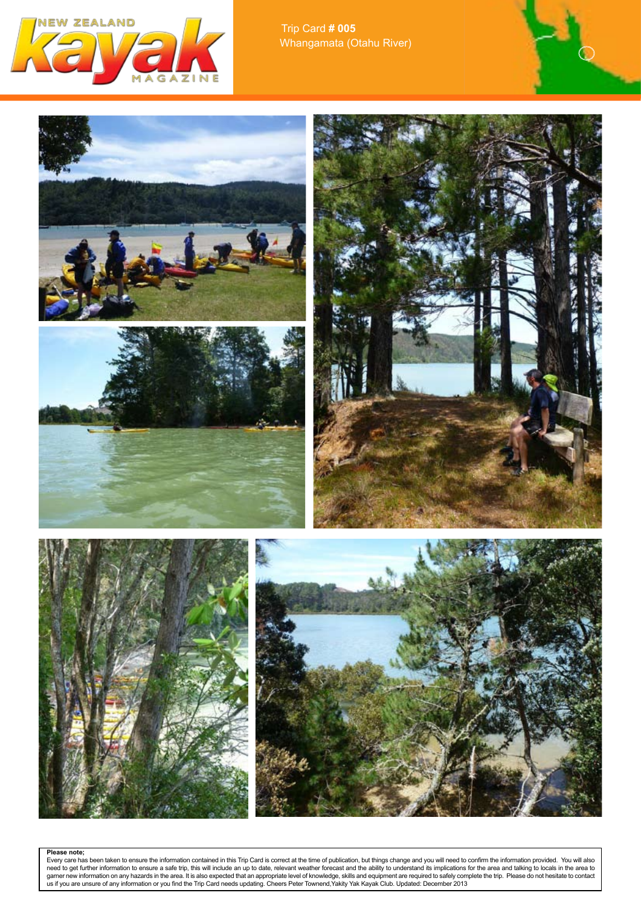Trip Card # 005
Whangamata (Otahu River)

**Please note;**
Every care has been taken to ensure the information contained in this Trip Card is correct at the time of publication, but things change and you will need to confirm the information provided. You will also need to get further information to ensure a safe trip, this will include an up to date, relevant weather forecast and the ability to understand its implications for the area and talking to locals in the area to garner new information on any hazards in the area. It is also expected that an appropriate level of knowledge, skills and equipment are required to safely complete the trip. Please do not hesitate to contact us if you are unsure of any information or you find the Trip Card needs updating. Cheers Peter Townend,Yakity Yak Kayak Club. Updated: December 2013